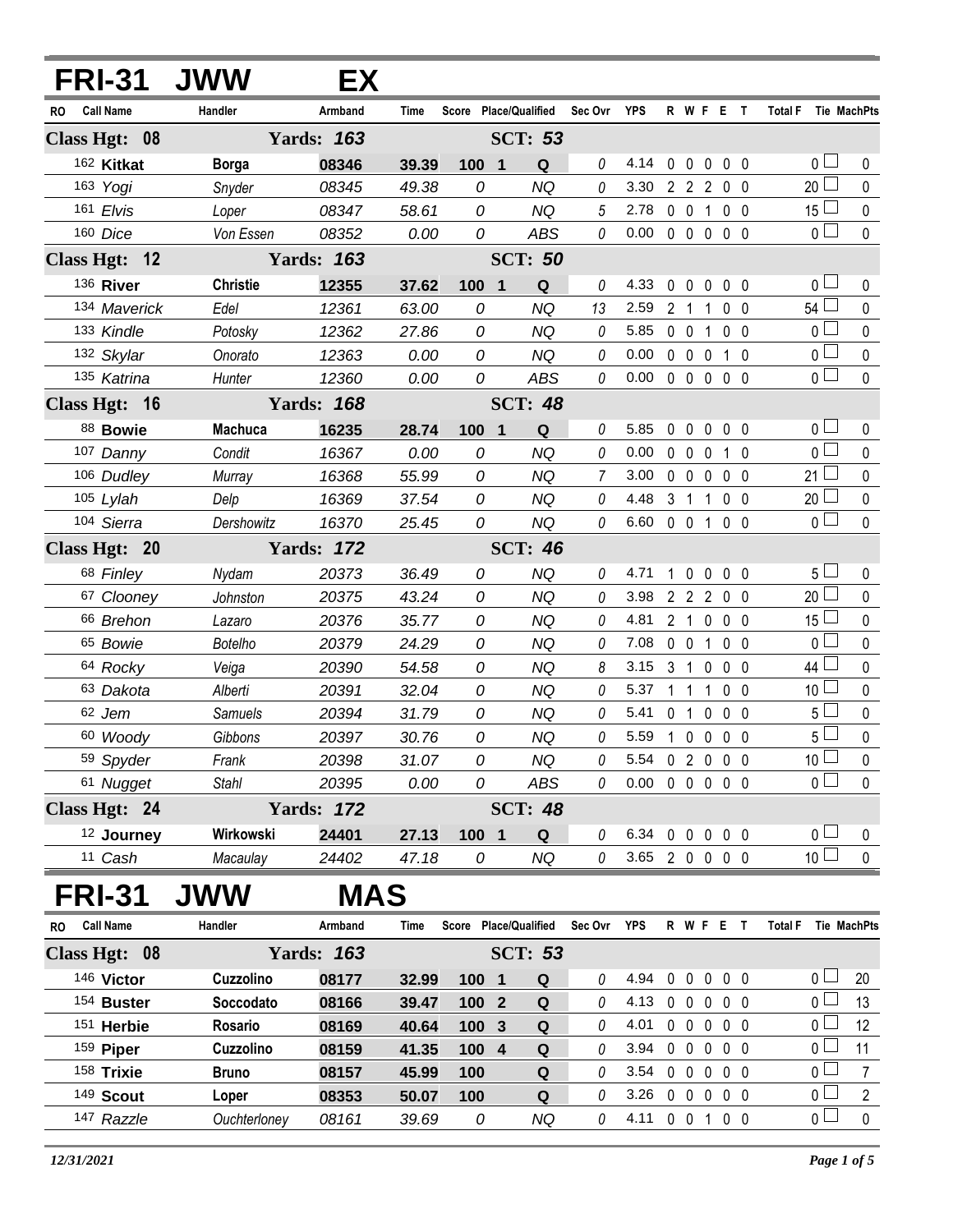## FRI-31 JWW EX

| RO | Call Name | Handler | Armband | Time | Score | Place/Qualified | | Sec Ovr | YPS | R | W | F | E | T | Total F | Tie | MachPts |
|---|---|---|---|---|---|---|---|---|---|---|---|---|---|---|---|---|---|
| **Class Hgt: 08** | | **Yards: 163** | | | | **SCT: 53** | | | | | | | | | | | |
| 162 | **Kitkat** | **Borga** | **08346** | **39.39** | **100** | **1** | **Q** | 0 | 4.14 | 0 | 0 | 0 | 0 | 0 | 0 | | 0 |
| 163 | *Yogi* | *Snyder* | *08345* | *49.38* | *0* | | *NQ* | 0 | 3.30 | 2 | 2 | 2 | 0 | 0 | 20 | | 0 |
| 161 | *Elvis* | *Loper* | *08347* | *58.61* | *0* | | *NQ* | 5 | 2.78 | 0 | 0 | 1 | 0 | 0 | 15 | | 0 |
| 160 | *Dice* | *Von Essen* | *08352* | *0.00* | *0* | | *ABS* | 0 | 0.00 | 0 | 0 | 0 | 0 | 0 | 0 | | 0 |
| **Class Hgt: 12** | | **Yards: 163** | | | | **SCT: 50** | | | | | | | | | | | |
| 136 | **River** | **Christie** | **12355** | **37.62** | **100** | **1** | **Q** | 0 | 4.33 | 0 | 0 | 0 | 0 | 0 | 0 | | 0 |
| 134 | *Maverick* | *Edel* | *12361* | *63.00* | *0* | | *NQ* | 13 | 2.59 | 2 | 1 | 1 | 0 | 0 | 54 | | 0 |
| 133 | *Kindle* | *Potosky* | *12362* | *27.86* | *0* | | *NQ* | 0 | 5.85 | 0 | 0 | 1 | 0 | 0 | 0 | | 0 |
| 132 | *Skylar* | *Onorato* | *12363* | *0.00* | *0* | | *NQ* | 0 | 0.00 | 0 | 0 | 0 | 1 | 0 | 0 | | 0 |
| 135 | *Katrina* | *Hunter* | *12360* | *0.00* | *0* | | *ABS* | 0 | 0.00 | 0 | 0 | 0 | 0 | 0 | 0 | | 0 |
| **Class Hgt: 16** | | **Yards: 168** | | | | **SCT: 48** | | | | | | | | | | | |
| 88 | **Bowie** | **Machuca** | **16235** | **28.74** | **100** | **1** | **Q** | 0 | 5.85 | 0 | 0 | 0 | 0 | 0 | 0 | | 0 |
| 107 | *Danny* | *Condit* | *16367* | *0.00* | *0* | | *NQ* | 0 | 0.00 | 0 | 0 | 0 | 1 | 0 | 0 | | 0 |
| 106 | *Dudley* | *Murray* | *16368* | *55.99* | *0* | | *NQ* | 7 | 3.00 | 0 | 0 | 0 | 0 | 0 | 21 | | 0 |
| 105 | *Lylah* | *Delp* | *16369* | *37.54* | *0* | | *NQ* | 0 | 4.48 | 3 | 1 | 1 | 0 | 0 | 20 | | 0 |
| 104 | *Sierra* | *Dershowitz* | *16370* | *25.45* | *0* | | *NQ* | 0 | 6.60 | 0 | 0 | 1 | 0 | 0 | 0 | | 0 |
| **Class Hgt: 20** | | **Yards: 172** | | | | **SCT: 46** | | | | | | | | | | | |
| 68 | *Finley* | *Nydam* | *20373* | *36.49* | *0* | | *NQ* | 0 | 4.71 | 1 | 0 | 0 | 0 | 0 | 5 | | 0 |
| 67 | *Clooney* | *Johnston* | *20375* | *43.24* | *0* | | *NQ* | 0 | 3.98 | 2 | 2 | 2 | 0 | 0 | 20 | | 0 |
| 66 | *Brehon* | *Lazaro* | *20376* | *35.77* | *0* | | *NQ* | 0 | 4.81 | 2 | 1 | 0 | 0 | 0 | 15 | | 0 |
| 65 | *Bowie* | *Botelho* | *20379* | *24.29* | *0* | | *NQ* | 0 | 7.08 | 0 | 0 | 1 | 0 | 0 | 0 | | 0 |
| 64 | *Rocky* | *Veiga* | *20390* | *54.58* | *0* | | *NQ* | 8 | 3.15 | 3 | 1 | 0 | 0 | 0 | 44 | | 0 |
| 63 | *Dakota* | *Alberti* | *20391* | *32.04* | *0* | | *NQ* | 0 | 5.37 | 1 | 1 | 1 | 0 | 0 | 10 | | 0 |
| 62 | *Jem* | *Samuels* | *20394* | *31.79* | *0* | | *NQ* | 0 | 5.41 | 0 | 1 | 0 | 0 | 0 | 5 | | 0 |
| 60 | *Woody* | *Gibbons* | *20397* | *30.76* | *0* | | *NQ* | 0 | 5.59 | 1 | 0 | 0 | 0 | 0 | 5 | | 0 |
| 59 | *Spyder* | *Frank* | *20398* | *31.07* | *0* | | *NQ* | 0 | 5.54 | 0 | 2 | 0 | 0 | 0 | 10 | | 0 |
| 61 | *Nugget* | *Stahl* | *20395* | *0.00* | *0* | | *ABS* | 0 | 0.00 | 0 | 0 | 0 | 0 | 0 | 0 | | 0 |
| **Class Hgt: 24** | | **Yards: 172** | | | | **SCT: 48** | | | | | | | | | | | |
| 12 | **Journey** | **Wirkowski** | **24401** | **27.13** | **100** | **1** | **Q** | 0 | 6.34 | 0 | 0 | 0 | 0 | 0 | 0 | | 0 |
| 11 | *Cash* | *Macaulay* | *24402* | *47.18* | *0* | | *NQ* | 0 | 3.65 | 2 | 0 | 0 | 0 | 0 | 10 | | 0 |

## FRI-31 JWW MAS

| RO | Call Name | Handler | Armband | Time | Score | Place/Qualified | | Sec Ovr | YPS | R | W | F | E | T | Total F | Tie | MachPts |
|---|---|---|---|---|---|---|---|---|---|---|---|---|---|---|---|---|---|
| **Class Hgt: 08** | | **Yards: 163** | | | | **SCT: 53** | | | | | | | | | | | |
| 146 | **Victor** | **Cuzzolino** | **08177** | **32.99** | **100** | **1** | **Q** | 0 | 4.94 | 0 | 0 | 0 | 0 | 0 | 0 | | 20 |
| 154 | **Buster** | **Soccodato** | **08166** | **39.47** | **100** | **2** | **Q** | 0 | 4.13 | 0 | 0 | 0 | 0 | 0 | 0 | | 13 |
| 151 | **Herbie** | **Rosario** | **08169** | **40.64** | **100** | **3** | **Q** | 0 | 4.01 | 0 | 0 | 0 | 0 | 0 | 0 | | 12 |
| 159 | **Piper** | **Cuzzolino** | **08159** | **41.35** | **100** | **4** | **Q** | 0 | 3.94 | 0 | 0 | 0 | 0 | 0 | 0 | | 11 |
| 158 | **Trixie** | **Bruno** | **08157** | **45.99** | **100** | | **Q** | 0 | 3.54 | 0 | 0 | 0 | 0 | 0 | 0 | | 7 |
| 149 | **Scout** | **Loper** | **08353** | **50.07** | **100** | | **Q** | 0 | 3.26 | 0 | 0 | 0 | 0 | 0 | 0 | | 2 |
| 147 | *Razzle* | *Ouchterloney* | *08161* | *39.69* | *0* | | *NQ* | 0 | 4.11 | 0 | 0 | 1 | 0 | 0 | 0 | | 0 |

*12/31/2021*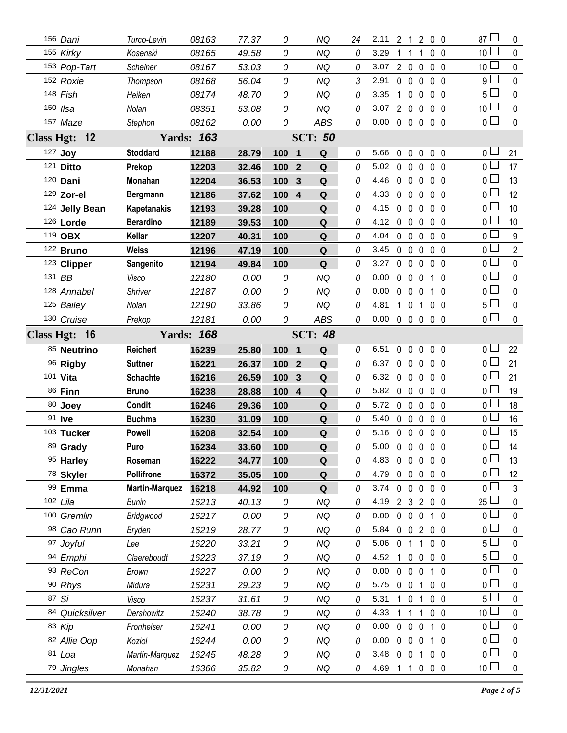| # | Name | Handler | Armband | Time | Score | Place | Q | Time Flts | YPS | R | W | T | F | E | Total Flts | MACH Pts |
|---|---|---|---|---|---|---|---|---|---|---|---|---|---|---|---|---|
| 156 | *Dani* | *Turco-Levin* | *08163* | *77.37* | *0* | | *NQ* | *24* | 2.11 | 2 | 1 | 2 | 0 | 0 | 87 | 0 |
| 155 | *Kirky* | *Kosenski* | *08165* | *49.58* | *0* | | *NQ* | *0* | 3.29 | 1 | 1 | 1 | 0 | 0 | 10 | 0 |
| 153 | *Pop-Tart* | *Scheiner* | *08167* | *53.03* | *0* | | *NQ* | *0* | 3.07 | 2 | 0 | 0 | 0 | 0 | 10 | 0 |
| 152 | *Roxie* | *Thompson* | *08168* | *56.04* | *0* | | *NQ* | *3* | 2.91 | 0 | 0 | 0 | 0 | 0 | 9 | 0 |
| 148 | *Fish* | *Heiken* | *08174* | *48.70* | *0* | | *NQ* | *0* | 3.35 | 1 | 0 | 0 | 0 | 0 | 5 | 0 |
| 150 | *Ilsa* | *Nolan* | *08351* | *53.08* | *0* | | *NQ* | *0* | 3.07 | 2 | 0 | 0 | 0 | 0 | 10 | 0 |
| 157 | *Maze* | *Stephon* | *08162* | *0.00* | *0* | | *ABS* | *0* | 0.00 | 0 | 0 | 0 | 0 | 0 | 0 | 0 |
| **Class Hgt: 12** | | **Yards: 163** | | | | **SCT: 50** | | | | | | | | | | |
| 127 | **Joy** | **Stoddard** | **12188** | **28.79** | **100** | **1** | **Q** | *0* | 5.66 | 0 | 0 | 0 | 0 | 0 | 0 | 21 |
| 121 | **Ditto** | **Prekop** | **12203** | **32.46** | **100** | **2** | **Q** | *0* | 5.02 | 0 | 0 | 0 | 0 | 0 | 0 | 17 |
| 120 | **Dani** | **Monahan** | **12204** | **36.53** | **100** | **3** | **Q** | *0* | 4.46 | 0 | 0 | 0 | 0 | 0 | 0 | 13 |
| 129 | **Zor-el** | **Bergmann** | **12186** | **37.62** | **100** | **4** | **Q** | *0* | 4.33 | 0 | 0 | 0 | 0 | 0 | 0 | 12 |
| 124 | **Jelly Bean** | **Kapetanakis** | **12193** | **39.28** | **100** | | **Q** | *0* | 4.15 | 0 | 0 | 0 | 0 | 0 | 0 | 10 |
| 126 | **Lorde** | **Berardino** | **12189** | **39.53** | **100** | | **Q** | *0* | 4.12 | 0 | 0 | 0 | 0 | 0 | 0 | 10 |
| 119 | **OBX** | **Kellar** | **12207** | **40.31** | **100** | | **Q** | *0* | 4.04 | 0 | 0 | 0 | 0 | 0 | 0 | 9 |
| 122 | **Bruno** | **Weiss** | **12196** | **47.19** | **100** | | **Q** | *0* | 3.45 | 0 | 0 | 0 | 0 | 0 | 0 | 2 |
| 123 | **Clipper** | **Sangenito** | **12194** | **49.84** | **100** | | **Q** | *0* | 3.27 | 0 | 0 | 0 | 0 | 0 | 0 | 0 |
| 131 | *BB* | *Visco* | *12180* | *0.00* | *0* | | *NQ* | *0* | 0.00 | 0 | 0 | 0 | 1 | 0 | 0 | 0 |
| 128 | *Annabel* | *Shriver* | *12187* | *0.00* | *0* | | *NQ* | *0* | 0.00 | 0 | 0 | 0 | 1 | 0 | 0 | 0 |
| 125 | *Bailey* | *Nolan* | *12190* | *33.86* | *0* | | *NQ* | *0* | 4.81 | 1 | 0 | 1 | 0 | 0 | 5 | 0 |
| 130 | *Cruise* | *Prekop* | *12181* | *0.00* | *0* | | *ABS* | *0* | 0.00 | 0 | 0 | 0 | 0 | 0 | 0 | 0 |
| **Class Hgt: 16** | | **Yards: 168** | | | | **SCT: 48** | | | | | | | | | | |
| 85 | **Neutrino** | **Reichert** | **16239** | **25.80** | **100** | **1** | **Q** | *0* | 6.51 | 0 | 0 | 0 | 0 | 0 | 0 | 22 |
| 96 | **Rigby** | **Suttner** | **16221** | **26.37** | **100** | **2** | **Q** | *0* | 6.37 | 0 | 0 | 0 | 0 | 0 | 0 | 21 |
| 101 | **Vita** | **Schachte** | **16216** | **26.59** | **100** | **3** | **Q** | *0* | 6.32 | 0 | 0 | 0 | 0 | 0 | 0 | 21 |
| 86 | **Finn** | **Bruno** | **16238** | **28.88** | **100** | **4** | **Q** | *0* | 5.82 | 0 | 0 | 0 | 0 | 0 | 0 | 19 |
| 80 | **Joey** | **Condit** | **16246** | **29.36** | **100** | | **Q** | *0* | 5.72 | 0 | 0 | 0 | 0 | 0 | 0 | 18 |
| 91 | **Ive** | **Buchma** | **16230** | **31.09** | **100** | | **Q** | *0* | 5.40 | 0 | 0 | 0 | 0 | 0 | 0 | 16 |
| 103 | **Tucker** | **Powell** | **16208** | **32.54** | **100** | | **Q** | *0* | 5.16 | 0 | 0 | 0 | 0 | 0 | 0 | 15 |
| 89 | **Grady** | **Puro** | **16234** | **33.60** | **100** | | **Q** | *0* | 5.00 | 0 | 0 | 0 | 0 | 0 | 0 | 14 |
| 95 | **Harley** | **Roseman** | **16222** | **34.77** | **100** | | **Q** | *0* | 4.83 | 0 | 0 | 0 | 0 | 0 | 0 | 13 |
| 78 | **Skyler** | **Pollifrone** | **16372** | **35.05** | **100** | | **Q** | *0* | 4.79 | 0 | 0 | 0 | 0 | 0 | 0 | 12 |
| 99 | **Emma** | **Martin-Marquez** | **16218** | **44.92** | **100** | | **Q** | *0* | 3.74 | 0 | 0 | 0 | 0 | 0 | 0 | 3 |
| 102 | *Lila* | *Bunin* | *16213* | *40.13* | *0* | | *NQ* | *0* | 4.19 | 2 | 3 | 2 | 0 | 0 | 25 | 0 |
| 100 | *Gremlin* | *Bridgwood* | *16217* | *0.00* | *0* | | *NQ* | *0* | 0.00 | 0 | 0 | 0 | 1 | 0 | 0 | 0 |
| 98 | *Cao Runn* | *Bryden* | *16219* | *28.77* | *0* | | *NQ* | *0* | 5.84 | 0 | 0 | 2 | 0 | 0 | 0 | 0 |
| 97 | *Joyful* | *Lee* | *16220* | *33.21* | *0* | | *NQ* | *0* | 5.06 | 0 | 1 | 1 | 0 | 0 | 5 | 0 |
| 94 | *Emphi* | *Claereboudt* | *16223* | *37.19* | *0* | | *NQ* | *0* | 4.52 | 1 | 0 | 0 | 0 | 0 | 5 | 0 |
| 93 | *ReCon* | *Brown* | *16227* | *0.00* | *0* | | *NQ* | *0* | 0.00 | 0 | 0 | 0 | 1 | 0 | 0 | 0 |
| 90 | *Rhys* | *Midura* | *16231* | *29.23* | *0* | | *NQ* | *0* | 5.75 | 0 | 0 | 1 | 0 | 0 | 0 | 0 |
| 87 | *Si* | *Visco* | *16237* | *31.61* | *0* | | *NQ* | *0* | 5.31 | 1 | 0 | 1 | 0 | 0 | 5 | 0 |
| 84 | *Quicksilver* | *Dershowitz* | *16240* | *38.78* | *0* | | *NQ* | *0* | 4.33 | 1 | 1 | 1 | 0 | 0 | 10 | 0 |
| 83 | *Kip* | *Fronheiser* | *16241* | *0.00* | *0* | | *NQ* | *0* | 0.00 | 0 | 0 | 0 | 1 | 0 | 0 | 0 |
| 82 | *Allie Oop* | *Koziol* | *16244* | *0.00* | *0* | | *NQ* | *0* | 0.00 | 0 | 0 | 0 | 1 | 0 | 0 | 0 |
| 81 | *Loa* | *Martin-Marquez* | *16245* | *48.28* | *0* | | *NQ* | *0* | 3.48 | 0 | 0 | 1 | 0 | 0 | 0 | 0 |
| 79 | *Jingles* | *Monahan* | *16366* | *35.82* | *0* | | *NQ* | *0* | 4.69 | 1 | 1 | 0 | 0 | 0 | 10 | 0 |

*12/31/2021*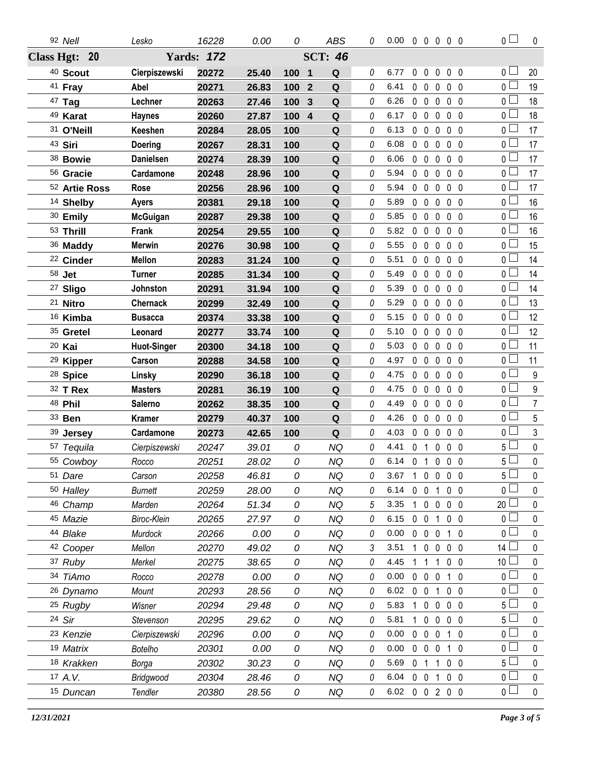| # | Dog | Handler | Reg | Time | Score | Place | Q | Time Faults | YPS | | | | | | Faults | Points |
|---|---|---|---|---|---|---|---|---|---|---|---|---|---|---|---|---|
| 92 | *Nell* | *Lesko* | *16228* | *0.00* | *0* | | *ABS* | *0* | 0.00 | 0 | 0 | 0 | 0 | 0 | 0 | 0 |

**Class Hgt: 20 — Yards: 172 — SCT: 46**

| # | Dog | Handler | Reg | Time | Score | Place | Q | Time Faults | YPS | | | | | | Faults | Points |
|---|---|---|---|---|---|---|---|---|---|---|---|---|---|---|---|---|
| 40 | **Scout** | **Cierpiszewski** | **20272** | **25.40** | **100** | **1** | **Q** | 0 | 6.77 | 0 | 0 | 0 | 0 | 0 | 0 | 20 |
| 41 | **Fray** | **Abel** | **20271** | **26.83** | **100** | **2** | **Q** | 0 | 6.41 | 0 | 0 | 0 | 0 | 0 | 0 | 19 |
| 47 | **Tag** | **Lechner** | **20263** | **27.46** | **100** | **3** | **Q** | 0 | 6.26 | 0 | 0 | 0 | 0 | 0 | 0 | 18 |
| 49 | **Karat** | **Haynes** | **20260** | **27.87** | **100** | **4** | **Q** | 0 | 6.17 | 0 | 0 | 0 | 0 | 0 | 0 | 18 |
| 31 | **O'Neill** | **Keeshen** | **20284** | **28.05** | **100** | | **Q** | 0 | 6.13 | 0 | 0 | 0 | 0 | 0 | 0 | 17 |
| 43 | **Siri** | **Doering** | **20267** | **28.31** | **100** | | **Q** | 0 | 6.08 | 0 | 0 | 0 | 0 | 0 | 0 | 17 |
| 38 | **Bowie** | **Danielsen** | **20274** | **28.39** | **100** | | **Q** | 0 | 6.06 | 0 | 0 | 0 | 0 | 0 | 0 | 17 |
| 56 | **Gracie** | **Cardamone** | **20248** | **28.96** | **100** | | **Q** | 0 | 5.94 | 0 | 0 | 0 | 0 | 0 | 0 | 17 |
| 52 | **Artie Ross** | **Rose** | **20256** | **28.96** | **100** | | **Q** | 0 | 5.94 | 0 | 0 | 0 | 0 | 0 | 0 | 17 |
| 14 | **Shelby** | **Ayers** | **20381** | **29.18** | **100** | | **Q** | 0 | 5.89 | 0 | 0 | 0 | 0 | 0 | 0 | 16 |
| 30 | **Emily** | **McGuigan** | **20287** | **29.38** | **100** | | **Q** | 0 | 5.85 | 0 | 0 | 0 | 0 | 0 | 0 | 16 |
| 53 | **Thrill** | **Frank** | **20254** | **29.55** | **100** | | **Q** | 0 | 5.82 | 0 | 0 | 0 | 0 | 0 | 0 | 16 |
| 36 | **Maddy** | **Merwin** | **20276** | **30.98** | **100** | | **Q** | 0 | 5.55 | 0 | 0 | 0 | 0 | 0 | 0 | 15 |
| 22 | **Cinder** | **Mellon** | **20283** | **31.24** | **100** | | **Q** | 0 | 5.51 | 0 | 0 | 0 | 0 | 0 | 0 | 14 |
| 58 | **Jet** | **Turner** | **20285** | **31.34** | **100** | | **Q** | 0 | 5.49 | 0 | 0 | 0 | 0 | 0 | 0 | 14 |
| 27 | **Sligo** | **Johnston** | **20291** | **31.94** | **100** | | **Q** | 0 | 5.39 | 0 | 0 | 0 | 0 | 0 | 0 | 14 |
| 21 | **Nitro** | **Chernack** | **20299** | **32.49** | **100** | | **Q** | 0 | 5.29 | 0 | 0 | 0 | 0 | 0 | 0 | 13 |
| 16 | **Kimba** | **Busacca** | **20374** | **33.38** | **100** | | **Q** | 0 | 5.15 | 0 | 0 | 0 | 0 | 0 | 0 | 12 |
| 35 | **Gretel** | **Leonard** | **20277** | **33.74** | **100** | | **Q** | 0 | 5.10 | 0 | 0 | 0 | 0 | 0 | 0 | 12 |
| 20 | **Kai** | **Huot-Singer** | **20300** | **34.18** | **100** | | **Q** | 0 | 5.03 | 0 | 0 | 0 | 0 | 0 | 0 | 11 |
| 29 | **Kipper** | **Carson** | **20288** | **34.58** | **100** | | **Q** | 0 | 4.97 | 0 | 0 | 0 | 0 | 0 | 0 | 11 |
| 28 | **Spice** | **Linsky** | **20290** | **36.18** | **100** | | **Q** | 0 | 4.75 | 0 | 0 | 0 | 0 | 0 | 0 | 9 |
| 32 | **T Rex** | **Masters** | **20281** | **36.19** | **100** | | **Q** | 0 | 4.75 | 0 | 0 | 0 | 0 | 0 | 0 | 9 |
| 48 | **Phil** | **Salerno** | **20262** | **38.35** | **100** | | **Q** | 0 | 4.49 | 0 | 0 | 0 | 0 | 0 | 0 | 7 |
| 33 | **Ben** | **Kramer** | **20279** | **40.37** | **100** | | **Q** | 0 | 4.26 | 0 | 0 | 0 | 0 | 0 | 0 | 5 |
| 39 | **Jersey** | **Cardamone** | **20273** | **42.65** | **100** | | **Q** | 0 | 4.03 | 0 | 0 | 0 | 0 | 0 | 0 | 3 |
| 57 | *Tequila* | *Cierpiszewski* | *20247* | *39.01* | *0* | | *NQ* | 0 | 4.41 | 0 | 1 | 0 | 0 | 0 | 5 | 0 |
| 55 | *Cowboy* | *Rocco* | *20251* | *28.02* | *0* | | *NQ* | 0 | 6.14 | 0 | 1 | 0 | 0 | 0 | 5 | 0 |
| 51 | *Dare* | *Carson* | *20258* | *46.81* | *0* | | *NQ* | 0 | 3.67 | 1 | 0 | 0 | 0 | 0 | 5 | 0 |
| 50 | *Halley* | *Burnett* | *20259* | *28.00* | *0* | | *NQ* | 0 | 6.14 | 0 | 0 | 1 | 0 | 0 | 0 | 0 |
| 46 | *Champ* | *Marden* | *20264* | *51.34* | *0* | | *NQ* | 5 | 3.35 | 1 | 0 | 0 | 0 | 0 | 20 | 0 |
| 45 | *Mazie* | *Biroc-Klein* | *20265* | *27.97* | *0* | | *NQ* | 0 | 6.15 | 0 | 0 | 1 | 0 | 0 | 0 | 0 |
| 44 | *Blake* | *Murdock* | *20266* | *0.00* | *0* | | *NQ* | 0 | 0.00 | 0 | 0 | 0 | 1 | 0 | 0 | 0 |
| 42 | *Cooper* | *Mellon* | *20270* | *49.02* | *0* | | *NQ* | 3 | 3.51 | 1 | 0 | 0 | 0 | 0 | 14 | 0 |
| 37 | *Ruby* | *Merkel* | *20275* | *38.65* | *0* | | *NQ* | 0 | 4.45 | 1 | 1 | 1 | 0 | 0 | 10 | 0 |
| 34 | *TiAmo* | *Rocco* | *20278* | *0.00* | *0* | | *NQ* | 0 | 0.00 | 0 | 0 | 0 | 1 | 0 | 0 | 0 |
| 26 | *Dynamo* | *Mount* | *20293* | *28.56* | *0* | | *NQ* | 0 | 6.02 | 0 | 0 | 1 | 0 | 0 | 0 | 0 |
| 25 | *Rugby* | *Wisner* | *20294* | *29.48* | *0* | | *NQ* | 0 | 5.83 | 1 | 0 | 0 | 0 | 0 | 5 | 0 |
| 24 | *Sir* | *Stevenson* | *20295* | *29.62* | *0* | | *NQ* | 0 | 5.81 | 1 | 0 | 0 | 0 | 0 | 5 | 0 |
| 23 | *Kenzie* | *Cierpiszewski* | *20296* | *0.00* | *0* | | *NQ* | 0 | 0.00 | 0 | 0 | 0 | 1 | 0 | 0 | 0 |
| 19 | *Matrix* | *Botelho* | *20301* | *0.00* | *0* | | *NQ* | 0 | 0.00 | 0 | 0 | 0 | 1 | 0 | 0 | 0 |
| 18 | *Krakken* | *Borga* | *20302* | *30.23* | *0* | | *NQ* | 0 | 5.69 | 0 | 1 | 1 | 0 | 0 | 5 | 0 |
| 17 | *A.V.* | *Bridgwood* | *20304* | *28.46* | *0* | | *NQ* | 0 | 6.04 | 0 | 0 | 1 | 0 | 0 | 0 | 0 |
| 15 | *Duncan* | *Tendler* | *20380* | *28.56* | *0* | | *NQ* | 0 | 6.02 | 0 | 0 | 2 | 0 | 0 | 0 | 0 |

*12/31/2021*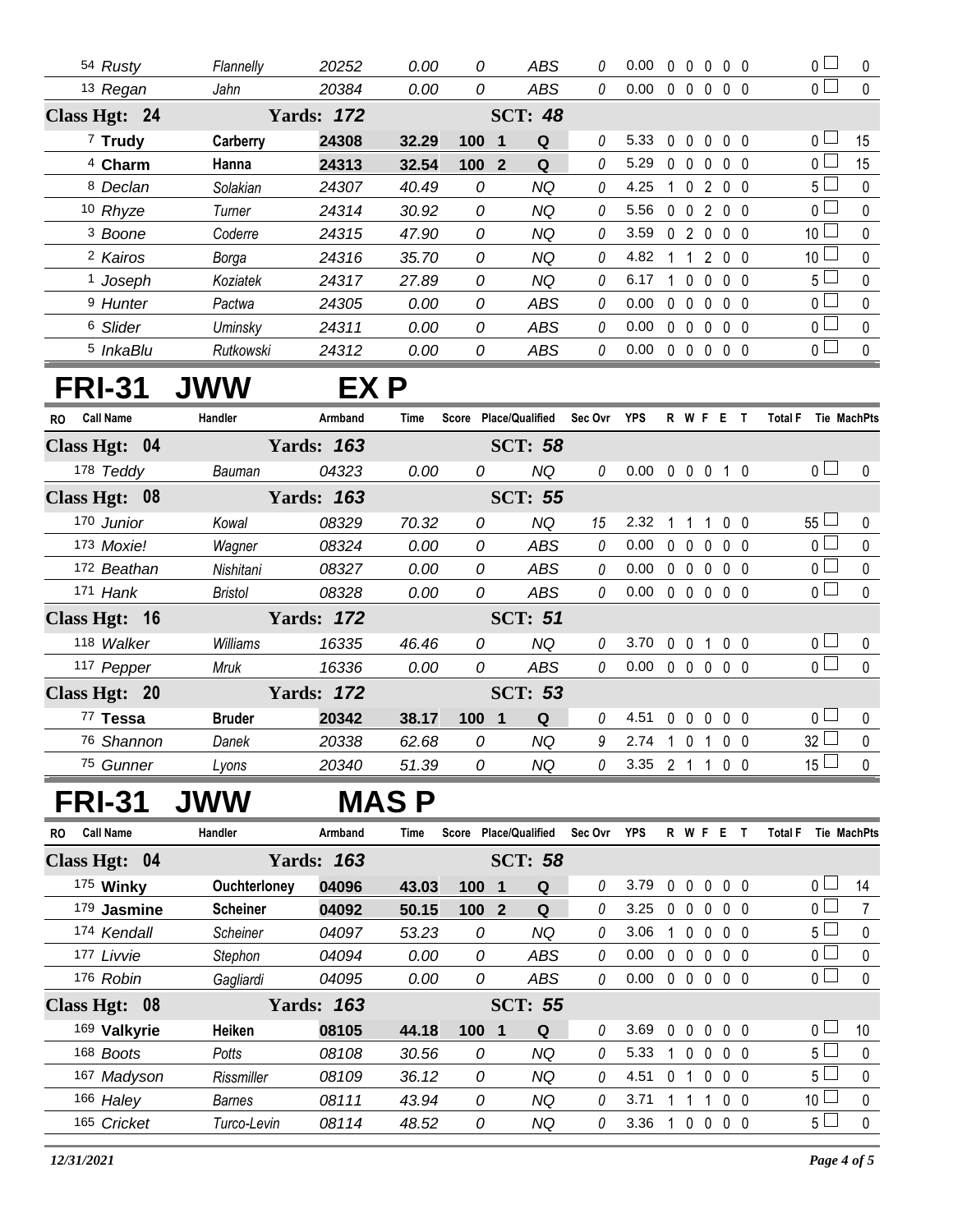| RO | Call Name | Handler | Armband | Time | Score | Place/Qualified | | Sec Ovr | YPS | R | W | F | E | T | Total F | Tie | MachPts |
|---|---|---|---|---|---|---|---|---|---|---|---|---|---|---|---|---|---|
| 54 | Rusty | Flannelly | 20252 | 0.00 | 0 | | ABS | 0 | 0.00 | 0 | 0 | 0 | 0 | 0 | 0 | | 0 |
| 13 | Regan | Jahn | 20384 | 0.00 | 0 | | ABS | 0 | 0.00 | 0 | 0 | 0 | 0 | 0 | 0 | | 0 |
| **Class Hgt: 24** | | **Yards: 172** | | | | **SCT: 48** | | | | | | | | | | | |
| 7 | **Trudy** | **Carberry** | **24308** | **32.29** | **100** | **1** | **Q** | 0 | 5.33 | 0 | 0 | 0 | 0 | 0 | 0 | | 15 |
| 4 | **Charm** | **Hanna** | **24313** | **32.54** | **100** | **2** | **Q** | 0 | 5.29 | 0 | 0 | 0 | 0 | 0 | 0 | | 15 |
| 8 | Declan | Solakian | 24307 | 40.49 | 0 | | NQ | 0 | 4.25 | 1 | 0 | 2 | 0 | 0 | 5 | | 0 |
| 10 | Rhyze | Turner | 24314 | 30.92 | 0 | | NQ | 0 | 5.56 | 0 | 0 | 2 | 0 | 0 | 0 | | 0 |
| 3 | Boone | Coderre | 24315 | 47.90 | 0 | | NQ | 0 | 3.59 | 0 | 2 | 0 | 0 | 0 | 10 | | 0 |
| 2 | Kairos | Borga | 24316 | 35.70 | 0 | | NQ | 0 | 4.82 | 1 | 1 | 2 | 0 | 0 | 10 | | 0 |
| 1 | Joseph | Koziatek | 24317 | 27.89 | 0 | | NQ | 0 | 6.17 | 1 | 0 | 0 | 0 | 0 | 5 | | 0 |
| 9 | Hunter | Pactwa | 24305 | 0.00 | 0 | | ABS | 0 | 0.00 | 0 | 0 | 0 | 0 | 0 | 0 | | 0 |
| 6 | Slider | Uminsky | 24311 | 0.00 | 0 | | ABS | 0 | 0.00 | 0 | 0 | 0 | 0 | 0 | 0 | | 0 |
| 5 | InkaBlu | Rutkowski | 24312 | 0.00 | 0 | | ABS | 0 | 0.00 | 0 | 0 | 0 | 0 | 0 | 0 | | 0 |

# FRI-31 JWW EX P

| RO | Call Name | Handler | Armband | Time | Score | Place/Qualified | | Sec Ovr | YPS | R | W | F | E | T | Total F | Tie | MachPts |
|---|---|---|---|---|---|---|---|---|---|---|---|---|---|---|---|---|---|
| **Class Hgt: 04** | | **Yards: 163** | | | | **SCT: 58** | | | | | | | | | | | |
| 178 | Teddy | Bauman | 04323 | 0.00 | 0 | | NQ | 0 | 0.00 | 0 | 0 | 0 | 1 | 0 | 0 | | 0 |
| **Class Hgt: 08** | | **Yards: 163** | | | | **SCT: 55** | | | | | | | | | | | |
| 170 | Junior | Kowal | 08329 | 70.32 | 0 | | NQ | 15 | 2.32 | 1 | 1 | 1 | 0 | 0 | 55 | | 0 |
| 173 | Moxie! | Wagner | 08324 | 0.00 | 0 | | ABS | 0 | 0.00 | 0 | 0 | 0 | 0 | 0 | 0 | | 0 |
| 172 | Beathan | Nishitani | 08327 | 0.00 | 0 | | ABS | 0 | 0.00 | 0 | 0 | 0 | 0 | 0 | 0 | | 0 |
| 171 | Hank | Bristol | 08328 | 0.00 | 0 | | ABS | 0 | 0.00 | 0 | 0 | 0 | 0 | 0 | 0 | | 0 |
| **Class Hgt: 16** | | **Yards: 172** | | | | **SCT: 51** | | | | | | | | | | | |
| 118 | Walker | Williams | 16335 | 46.46 | 0 | | NQ | 0 | 3.70 | 0 | 0 | 1 | 0 | 0 | 0 | | 0 |
| 117 | Pepper | Mruk | 16336 | 0.00 | 0 | | ABS | 0 | 0.00 | 0 | 0 | 0 | 0 | 0 | 0 | | 0 |
| **Class Hgt: 20** | | **Yards: 172** | | | | **SCT: 53** | | | | | | | | | | | |
| 77 | **Tessa** | **Bruder** | **20342** | **38.17** | **100** | **1** | **Q** | 0 | 4.51 | 0 | 0 | 0 | 0 | 0 | 0 | | 0 |
| 76 | Shannon | Danek | 20338 | 62.68 | 0 | | NQ | 9 | 2.74 | 1 | 0 | 1 | 0 | 0 | 32 | | 0 |
| 75 | Gunner | Lyons | 20340 | 51.39 | 0 | | NQ | 0 | 3.35 | 2 | 1 | 1 | 0 | 0 | 15 | | 0 |

# FRI-31 JWW MAS P

| RO | Call Name | Handler | Armband | Time | Score | Place/Qualified | | Sec Ovr | YPS | R | W | F | E | T | Total F | Tie | MachPts |
|---|---|---|---|---|---|---|---|---|---|---|---|---|---|---|---|---|---|
| **Class Hgt: 04** | | **Yards: 163** | | | | **SCT: 58** | | | | | | | | | | | |
| 175 | **Winky** | **Ouchterloney** | **04096** | **43.03** | **100** | **1** | **Q** | 0 | 3.79 | 0 | 0 | 0 | 0 | 0 | 0 | | 14 |
| 179 | **Jasmine** | **Scheiner** | **04092** | **50.15** | **100** | **2** | **Q** | 0 | 3.25 | 0 | 0 | 0 | 0 | 0 | 0 | | 7 |
| 174 | Kendall | Scheiner | 04097 | 53.23 | 0 | | NQ | 0 | 3.06 | 1 | 0 | 0 | 0 | 0 | 5 | | 0 |
| 177 | Livvie | Stephon | 04094 | 0.00 | 0 | | ABS | 0 | 0.00 | 0 | 0 | 0 | 0 | 0 | 0 | | 0 |
| 176 | Robin | Gagliardi | 04095 | 0.00 | 0 | | ABS | 0 | 0.00 | 0 | 0 | 0 | 0 | 0 | 0 | | 0 |
| **Class Hgt: 08** | | **Yards: 163** | | | | **SCT: 55** | | | | | | | | | | | |
| 169 | **Valkyrie** | **Heiken** | **08105** | **44.18** | **100** | **1** | **Q** | 0 | 3.69 | 0 | 0 | 0 | 0 | 0 | 0 | | 10 |
| 168 | Boots | Potts | 08108 | 30.56 | 0 | | NQ | 0 | 5.33 | 1 | 0 | 0 | 0 | 0 | 5 | | 0 |
| 167 | Madyson | Rissmiller | 08109 | 36.12 | 0 | | NQ | 0 | 4.51 | 0 | 1 | 0 | 0 | 0 | 5 | | 0 |
| 166 | Haley | Barnes | 08111 | 43.94 | 0 | | NQ | 0 | 3.71 | 1 | 1 | 1 | 0 | 0 | 10 | | 0 |
| 165 | Cricket | Turco-Levin | 08114 | 48.52 | 0 | | NQ | 0 | 3.36 | 1 | 0 | 0 | 0 | 0 | 5 | | 0 |

*12/31/2021*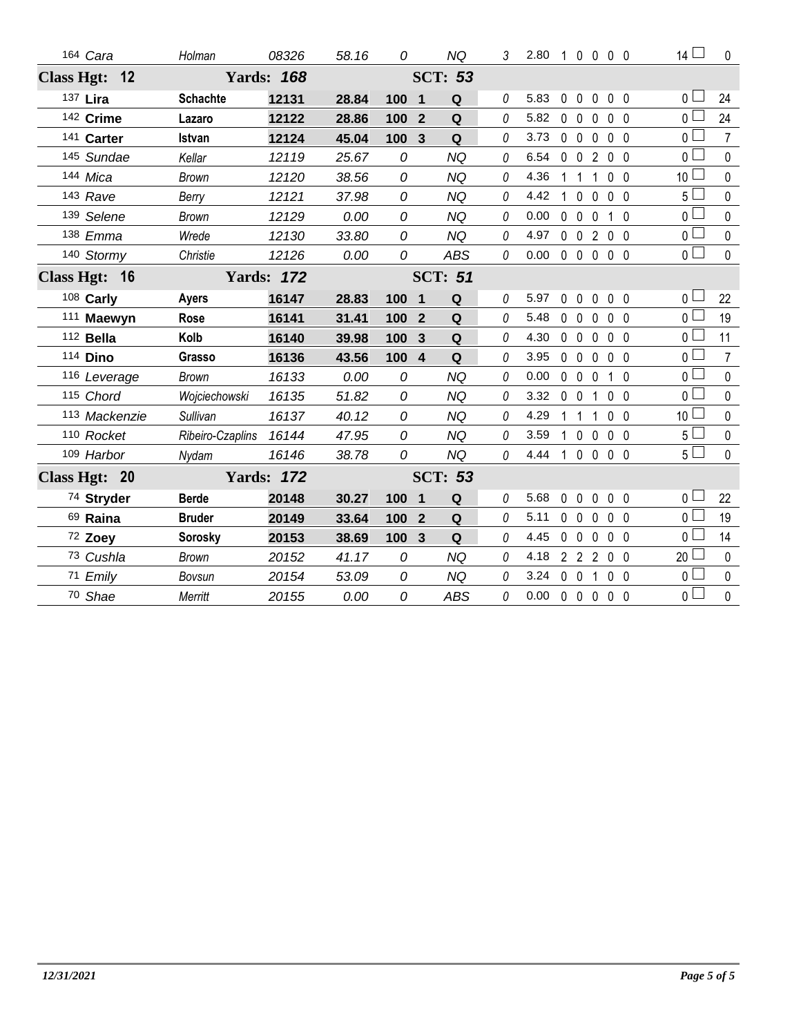| | | | | | | | | | | | | | | | |
|---|---|---|---|---|---|---|---|---|---|---|---|---|---|---|---|
| 164 *Cara* | *Holman* | *08326* | *58.16* | *0* | | *NQ* | *3* | 2.80 | 1 | 0 | 0 | 0 | 0 | 14 ☐ | 0 |
| **Class Hgt: 12** | | **Yards: 168** | | | | **SCT: 53** | | | | | | | | | |
| 137 **Lira** | **Schachte** | **12131** | **28.84** | **100** | **1** | **Q** | *0* | 5.83 | 0 | 0 | 0 | 0 | 0 | 0 ☐ | 24 |
| 142 **Crime** | **Lazaro** | **12122** | **28.86** | **100** | **2** | **Q** | *0* | 5.82 | 0 | 0 | 0 | 0 | 0 | 0 ☐ | 24 |
| 141 **Carter** | **Istvan** | **12124** | **45.04** | **100** | **3** | **Q** | *0* | 3.73 | 0 | 0 | 0 | 0 | 0 | 0 ☐ | 7 |
| 145 *Sundae* | *Kellar* | *12119* | *25.67* | *0* | | *NQ* | *0* | 6.54 | 0 | 0 | 2 | 0 | 0 | 0 ☐ | 0 |
| 144 *Mica* | *Brown* | *12120* | *38.56* | *0* | | *NQ* | *0* | 4.36 | 1 | 1 | 1 | 0 | 0 | 10 ☐ | 0 |
| 143 *Rave* | *Berry* | *12121* | *37.98* | *0* | | *NQ* | *0* | 4.42 | 1 | 0 | 0 | 0 | 0 | 5 ☐ | 0 |
| 139 *Selene* | *Brown* | *12129* | *0.00* | *0* | | *NQ* | *0* | 0.00 | 0 | 0 | 0 | 1 | 0 | 0 ☐ | 0 |
| 138 *Emma* | *Wrede* | *12130* | *33.80* | *0* | | *NQ* | *0* | 4.97 | 0 | 0 | 2 | 0 | 0 | 0 ☐ | 0 |
| 140 *Stormy* | *Christie* | *12126* | *0.00* | *0* | | *ABS* | *0* | 0.00 | 0 | 0 | 0 | 0 | 0 | 0 ☐ | 0 |
| **Class Hgt: 16** | | **Yards: 172** | | | | **SCT: 51** | | | | | | | | | |
| 108 **Carly** | **Ayers** | **16147** | **28.83** | **100** | **1** | **Q** | *0* | 5.97 | 0 | 0 | 0 | 0 | 0 | 0 ☐ | 22 |
| 111 **Maewyn** | **Rose** | **16141** | **31.41** | **100** | **2** | **Q** | *0* | 5.48 | 0 | 0 | 0 | 0 | 0 | 0 ☐ | 19 |
| 112 **Bella** | **Kolb** | **16140** | **39.98** | **100** | **3** | **Q** | *0* | 4.30 | 0 | 0 | 0 | 0 | 0 | 0 ☐ | 11 |
| 114 **Dino** | **Grasso** | **16136** | **43.56** | **100** | **4** | **Q** | *0* | 3.95 | 0 | 0 | 0 | 0 | 0 | 0 ☐ | 7 |
| 116 *Leverage* | *Brown* | *16133* | *0.00* | *0* | | *NQ* | *0* | 0.00 | 0 | 0 | 0 | 1 | 0 | 0 ☐ | 0 |
| 115 *Chord* | *Wojciechowski* | *16135* | *51.82* | *0* | | *NQ* | *0* | 3.32 | 0 | 0 | 1 | 0 | 0 | 0 ☐ | 0 |
| 113 *Mackenzie* | *Sullivan* | *16137* | *40.12* | *0* | | *NQ* | *0* | 4.29 | 1 | 1 | 1 | 0 | 0 | 10 ☐ | 0 |
| 110 *Rocket* | *Ribeiro-Czaplins* | *16144* | *47.95* | *0* | | *NQ* | *0* | 3.59 | 1 | 0 | 0 | 0 | 0 | 5 ☐ | 0 |
| 109 *Harbor* | *Nydam* | *16146* | *38.78* | *0* | | *NQ* | *0* | 4.44 | 1 | 0 | 0 | 0 | 0 | 5 ☐ | 0 |
| **Class Hgt: 20** | | **Yards: 172** | | | | **SCT: 53** | | | | | | | | | |
| 74 **Stryder** | **Berde** | **20148** | **30.27** | **100** | **1** | **Q** | *0* | 5.68 | 0 | 0 | 0 | 0 | 0 | 0 ☐ | 22 |
| 69 **Raina** | **Bruder** | **20149** | **33.64** | **100** | **2** | **Q** | *0* | 5.11 | 0 | 0 | 0 | 0 | 0 | 0 ☐ | 19 |
| 72 **Zoey** | **Sorosky** | **20153** | **38.69** | **100** | **3** | **Q** | *0* | 4.45 | 0 | 0 | 0 | 0 | 0 | 0 ☐ | 14 |
| 73 *Cushla* | *Brown* | *20152* | *41.17* | *0* | | *NQ* | *0* | 4.18 | 2 | 2 | 2 | 0 | 0 | 20 ☐ | 0 |
| 71 *Emily* | *Bovsun* | *20154* | *53.09* | *0* | | *NQ* | *0* | 3.24 | 0 | 0 | 1 | 0 | 0 | 0 ☐ | 0 |
| 70 *Shae* | *Merritt* | *20155* | *0.00* | *0* | | *ABS* | *0* | 0.00 | 0 | 0 | 0 | 0 | 0 | 0 ☐ | 0 |

*12/31/2021*